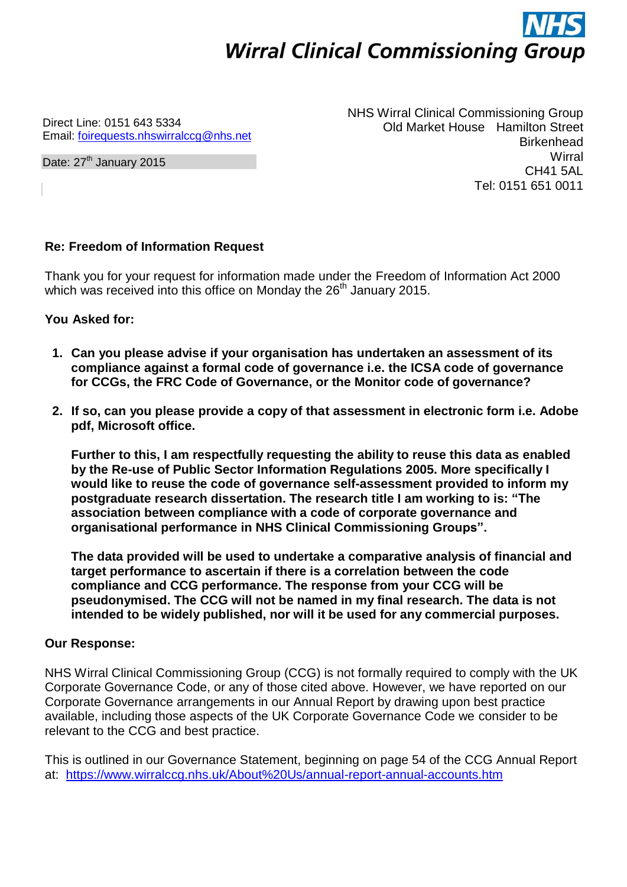# NHS
## Wirral Clinical Commissioning Group

Direct Line: 0151 643 5334
Email: foirequests.nhswirralccg@nhs.net

Date: 27th January 2015

NHS Wirral Clinical Commissioning Group
Old Market House Hamilton Street
Birkenhead
Wirral
CH41 5AL
Tel: 0151 651 0011

**Re: Freedom of Information Request**

Thank you for your request for information made under the Freedom of Information Act 2000 which was received into this office on Monday the 26th January 2015.

**You Asked for:**

1. **Can you please advise if your organisation has undertaken an assessment of its compliance against a formal code of governance i.e. the ICSA code of governance for CCGs, the FRC Code of Governance, or the Monitor code of governance?**

2. **If so, can you please provide a copy of that assessment in electronic form i.e. Adobe pdf, Microsoft office.**

   **Further to this, I am respectfully requesting the ability to reuse this data as enabled by the Re-use of Public Sector Information Regulations 2005. More specifically I would like to reuse the code of governance self-assessment provided to inform my postgraduate research dissertation. The research title I am working to is: "The association between compliance with a code of corporate governance and organisational performance in NHS Clinical Commissioning Groups".**

   **The data provided will be used to undertake a comparative analysis of financial and target performance to ascertain if there is a correlation between the code compliance and CCG performance. The response from your CCG will be pseudonymised. The CCG will not be named in my final research. The data is not intended to be widely published, nor will it be used for any commercial purposes.**

**Our Response:**

NHS Wirral Clinical Commissioning Group (CCG) is not formally required to comply with the UK Corporate Governance Code, or any of those cited above. However, we have reported on our Corporate Governance arrangements in our Annual Report by drawing upon best practice available, including those aspects of the UK Corporate Governance Code we consider to be relevant to the CCG and best practice.

This is outlined in our Governance Statement, beginning on page 54 of the CCG Annual Report at: https://www.wirralccg.nhs.uk/About%20Us/annual-report-annual-accounts.htm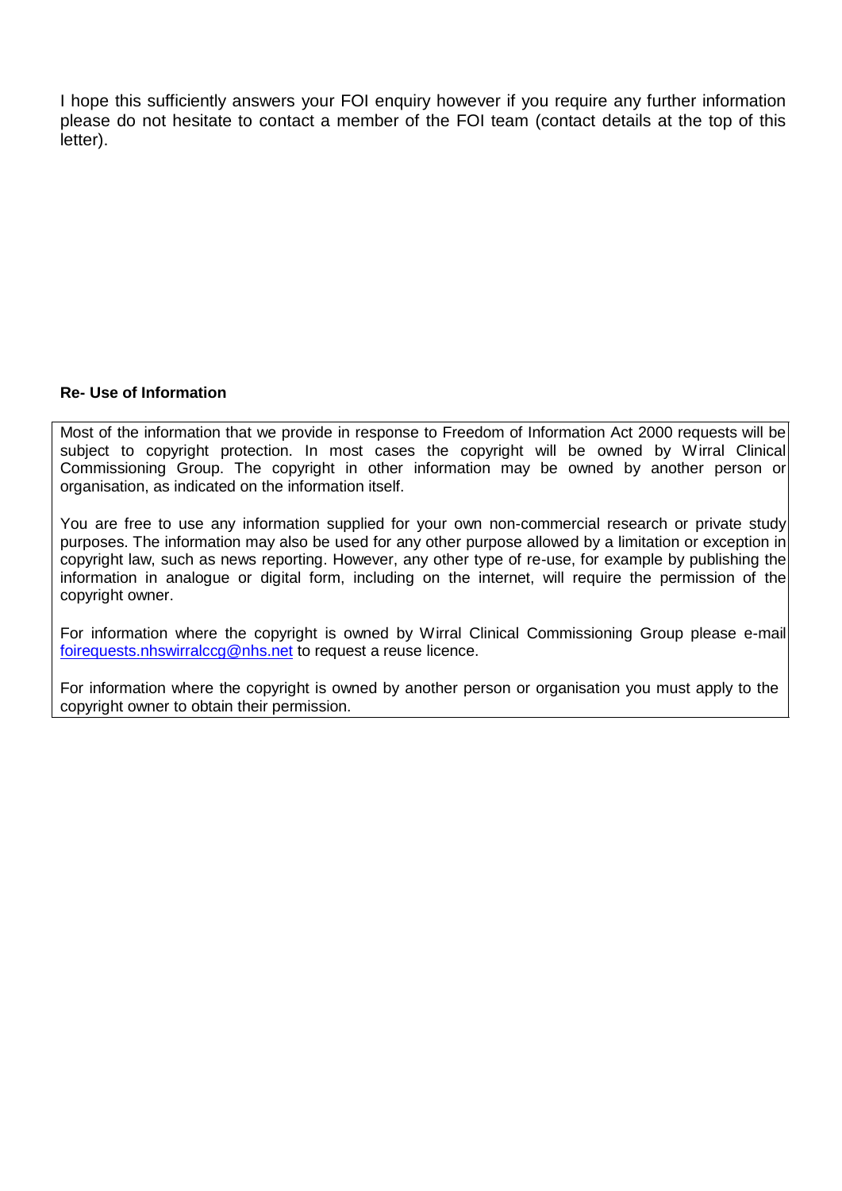I hope this sufficiently answers your FOI enquiry however if you require any further information please do not hesitate to contact a member of the FOI team (contact details at the top of this letter).

**Re- Use of Information**

Most of the information that we provide in response to Freedom of Information Act 2000 requests will be subject to copyright protection. In most cases the copyright will be owned by Wirral Clinical Commissioning Group. The copyright in other information may be owned by another person or organisation, as indicated on the information itself.

You are free to use any information supplied for your own non-commercial research or private study purposes. The information may also be used for any other purpose allowed by a limitation or exception in copyright law, such as news reporting. However, any other type of re-use, for example by publishing the information in analogue or digital form, including on the internet, will require the permission of the copyright owner.

For information where the copyright is owned by Wirral Clinical Commissioning Group please e-mail foirequests.nhswirralccg@nhs.net to request a reuse licence.

For information where the copyright is owned by another person or organisation you must apply to the copyright owner to obtain their permission.